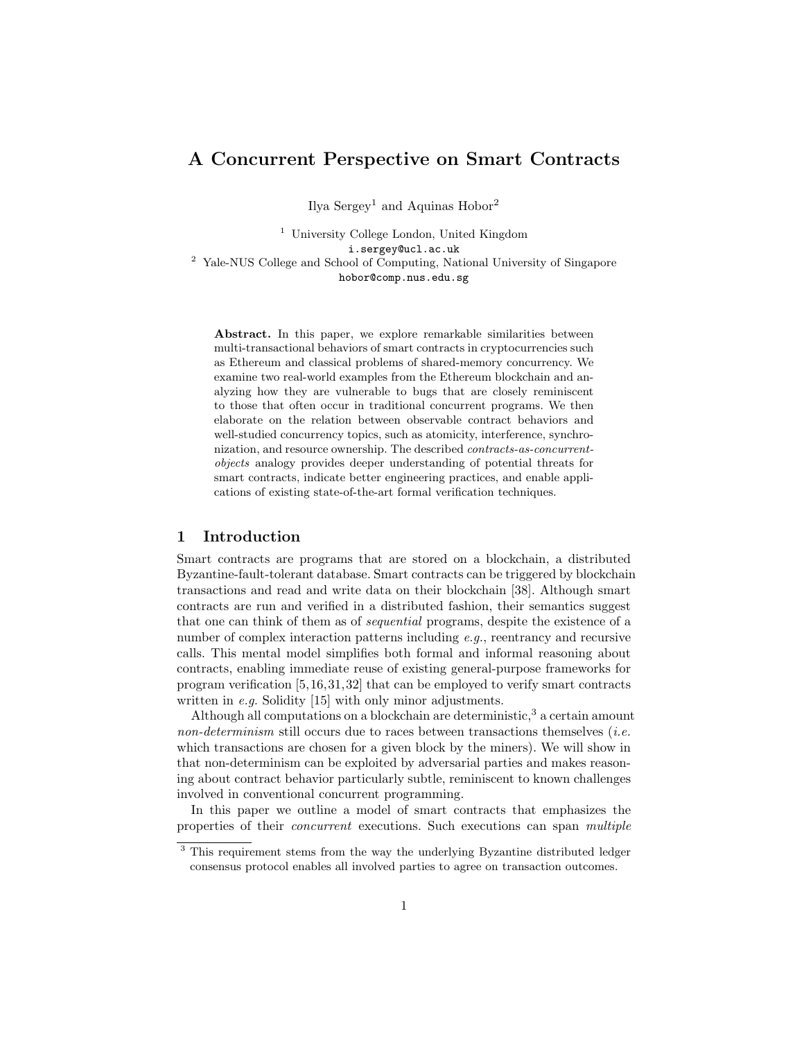# A Concurrent Perspective on Smart Contracts

Ilya Sergey[1] and Aquinas Hobor[2]

[1] University College London, United Kingdom
i.sergey@ucl.ac.uk
[2] Yale-NUS College and School of Computing, National University of Singapore
hobor@comp.nus.edu.sg

**Abstract.** In this paper, we explore remarkable similarities between multi-transactional behaviors of smart contracts in cryptocurrencies such as Ethereum and classical problems of shared-memory concurrency. We examine two real-world examples from the Ethereum blockchain and analyzing how they are vulnerable to bugs that are closely reminiscent to those that often occur in traditional concurrent programs. We then elaborate on the relation between observable contract behaviors and well-studied concurrency topics, such as atomicity, interference, synchronization, and resource ownership. The described *contracts-as-concurrent-objects* analogy provides deeper understanding of potential threats for smart contracts, indicate better engineering practices, and enable applications of existing state-of-the-art formal verification techniques.

## 1 Introduction

Smart contracts are programs that are stored on a blockchain, a distributed Byzantine-fault-tolerant database. Smart contracts can be triggered by blockchain transactions and read and write data on their blockchain [38]. Although smart contracts are run and verified in a distributed fashion, their semantics suggest that one can think of them as of *sequential* programs, despite the existence of a number of complex interaction patterns including *e.g.*, reentrancy and recursive calls. This mental model simplifies both formal and informal reasoning about contracts, enabling immediate reuse of existing general-purpose frameworks for program verification [5,16,31,32] that can be employed to verify smart contracts written in *e.g.* Solidity [15] with only minor adjustments.

Although all computations on a blockchain are deterministic,[3] a certain amount *non-determinism* still occurs due to races between transactions themselves (*i.e.* which transactions are chosen for a given block by the miners). We will show in that non-determinism can be exploited by adversarial parties and makes reasoning about contract behavior particularly subtle, reminiscent to known challenges involved in conventional concurrent programming.

In this paper we outline a model of smart contracts that emphasizes the properties of their *concurrent* executions. Such executions can span *multiple*

[3] This requirement stems from the way the underlying Byzantine distributed ledger consensus protocol enables all involved parties to agree on transaction outcomes.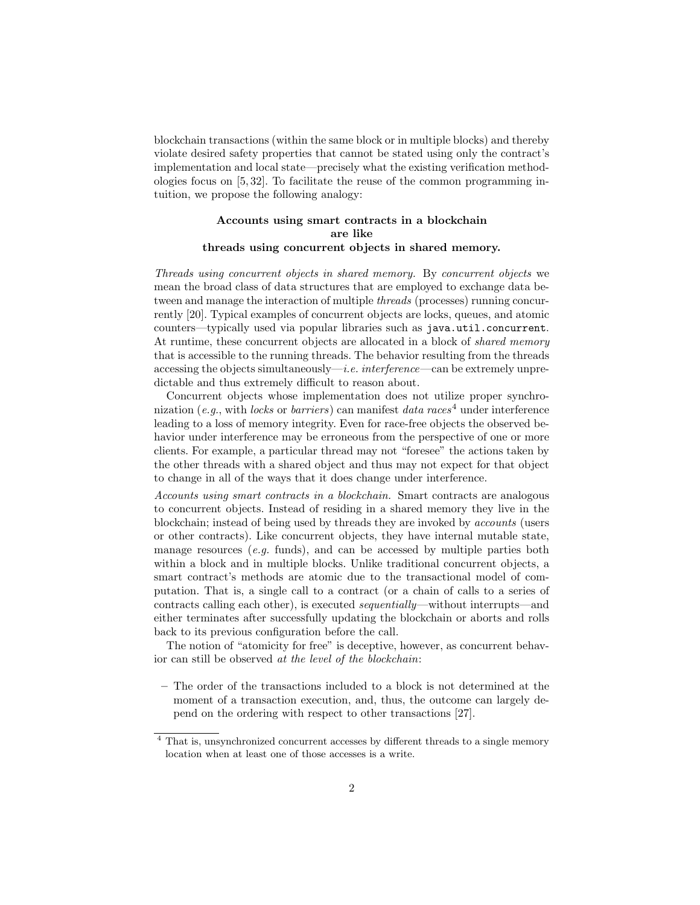blockchain transactions (within the same block or in multiple blocks) and thereby violate desired safety properties that cannot be stated using only the contract's implementation and local state—precisely what the existing verification methodologies focus on [5, 32]. To facilitate the reuse of the common programming intuition, we propose the following analogy:

**Accounts using smart contracts in a blockchain**
**are like**
**threads using concurrent objects in shared memory.**

*Threads using concurrent objects in shared memory.* By *concurrent objects* we mean the broad class of data structures that are employed to exchange data between and manage the interaction of multiple *threads* (processes) running concurrently [20]. Typical examples of concurrent objects are locks, queues, and atomic counters—typically used via popular libraries such as `java.util.concurrent`. At runtime, these concurrent objects are allocated in a block of *shared memory* that is accessible to the running threads. The behavior resulting from the threads accessing the objects simultaneously—*i.e. interference*—can be extremely unpredictable and thus extremely difficult to reason about.

Concurrent objects whose implementation does not utilize proper synchronization (*e.g.*, with *locks* or *barriers*) can manifest *data races*[4] under interference leading to a loss of memory integrity. Even for race-free objects the observed behavior under interference may be erroneous from the perspective of one or more clients. For example, a particular thread may not "foresee" the actions taken by the other threads with a shared object and thus may not expect for that object to change in all of the ways that it does change under interference.

*Accounts using smart contracts in a blockchain.* Smart contracts are analogous to concurrent objects. Instead of residing in a shared memory they live in the blockchain; instead of being used by threads they are invoked by *accounts* (users or other contracts). Like concurrent objects, they have internal mutable state, manage resources (*e.g.* funds), and can be accessed by multiple parties both within a block and in multiple blocks. Unlike traditional concurrent objects, a smart contract's methods are atomic due to the transactional model of computation. That is, a single call to a contract (or a chain of calls to a series of contracts calling each other), is executed *sequentially*—without interrupts—and either terminates after successfully updating the blockchain or aborts and rolls back to its previous configuration before the call.

The notion of "atomicity for free" is deceptive, however, as concurrent behavior can still be observed *at the level of the blockchain*:

- The order of the transactions included to a block is not determined at the moment of a transaction execution, and, thus, the outcome can largely depend on the ordering with respect to other transactions [27].

[4] That is, unsynchronized concurrent accesses by different threads to a single memory location when at least one of those accesses is a write.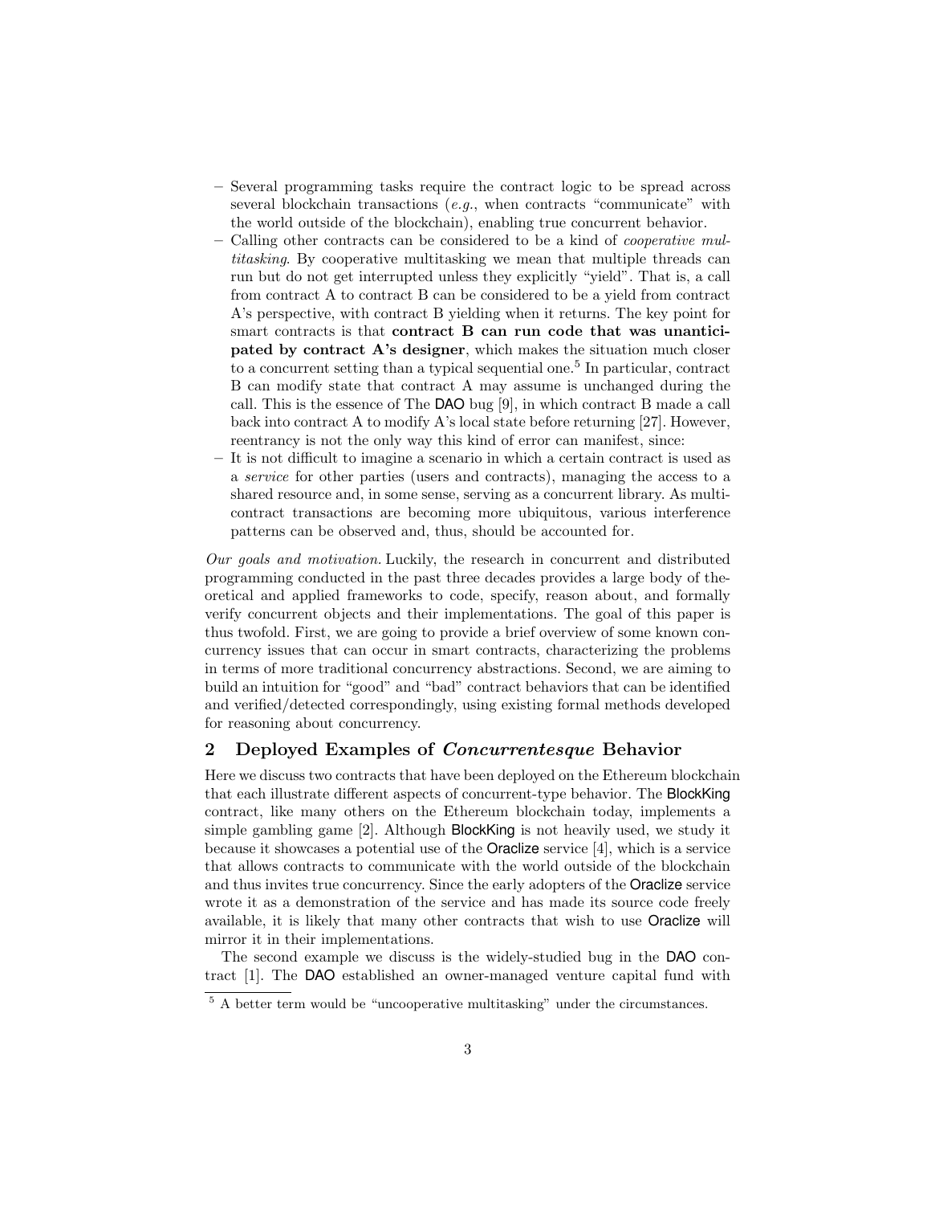– Several programming tasks require the contract logic to be spread across several blockchain transactions (*e.g.*, when contracts "communicate" with the world outside of the blockchain), enabling true concurrent behavior.
– Calling other contracts can be considered to be a kind of *cooperative multitasking*. By cooperative multitasking we mean that multiple threads can run but do not get interrupted unless they explicitly "yield". That is, a call from contract A to contract B can be considered to be a yield from contract A's perspective, with contract B yielding when it returns. The key point for smart contracts is that **contract B can run code that was unanticipated by contract A's designer**, which makes the situation much closer to a concurrent setting than a typical sequential one.[5] In particular, contract B can modify state that contract A may assume is unchanged during the call. This is the essence of The DAO bug [9], in which contract B made a call back into contract A to modify A's local state before returning [27]. However, reentrancy is not the only way this kind of error can manifest, since:
– It is not difficult to imagine a scenario in which a certain contract is used as a *service* for other parties (users and contracts), managing the access to a shared resource and, in some sense, serving as a concurrent library. As multi-contract transactions are becoming more ubiquitous, various interference patterns can be observed and, thus, should be accounted for.

*Our goals and motivation.* Luckily, the research in concurrent and distributed programming conducted in the past three decades provides a large body of theoretical and applied frameworks to code, specify, reason about, and formally verify concurrent objects and their implementations. The goal of this paper is thus twofold. First, we are going to provide a brief overview of some known concurrency issues that can occur in smart contracts, characterizing the problems in terms of more traditional concurrency abstractions. Second, we are aiming to build an intuition for "good" and "bad" contract behaviors that can be identified and verified/detected correspondingly, using existing formal methods developed for reasoning about concurrency.

## 2 Deployed Examples of *Concurrentesque* Behavior

Here we discuss two contracts that have been deployed on the Ethereum blockchain that each illustrate different aspects of concurrent-type behavior. The BlockKing contract, like many others on the Ethereum blockchain today, implements a simple gambling game [2]. Although BlockKing is not heavily used, we study it because it showcases a potential use of the Oraclize service [4], which is a service that allows contracts to communicate with the world outside of the blockchain and thus invites true concurrency. Since the early adopters of the Oraclize service wrote it as a demonstration of the service and has made its source code freely available, it is likely that many other contracts that wish to use Oraclize will mirror it in their implementations.

The second example we discuss is the widely-studied bug in the DAO contract [1]. The DAO established an owner-managed venture capital fund with

[5] A better term would be "uncooperative multitasking" under the circumstances.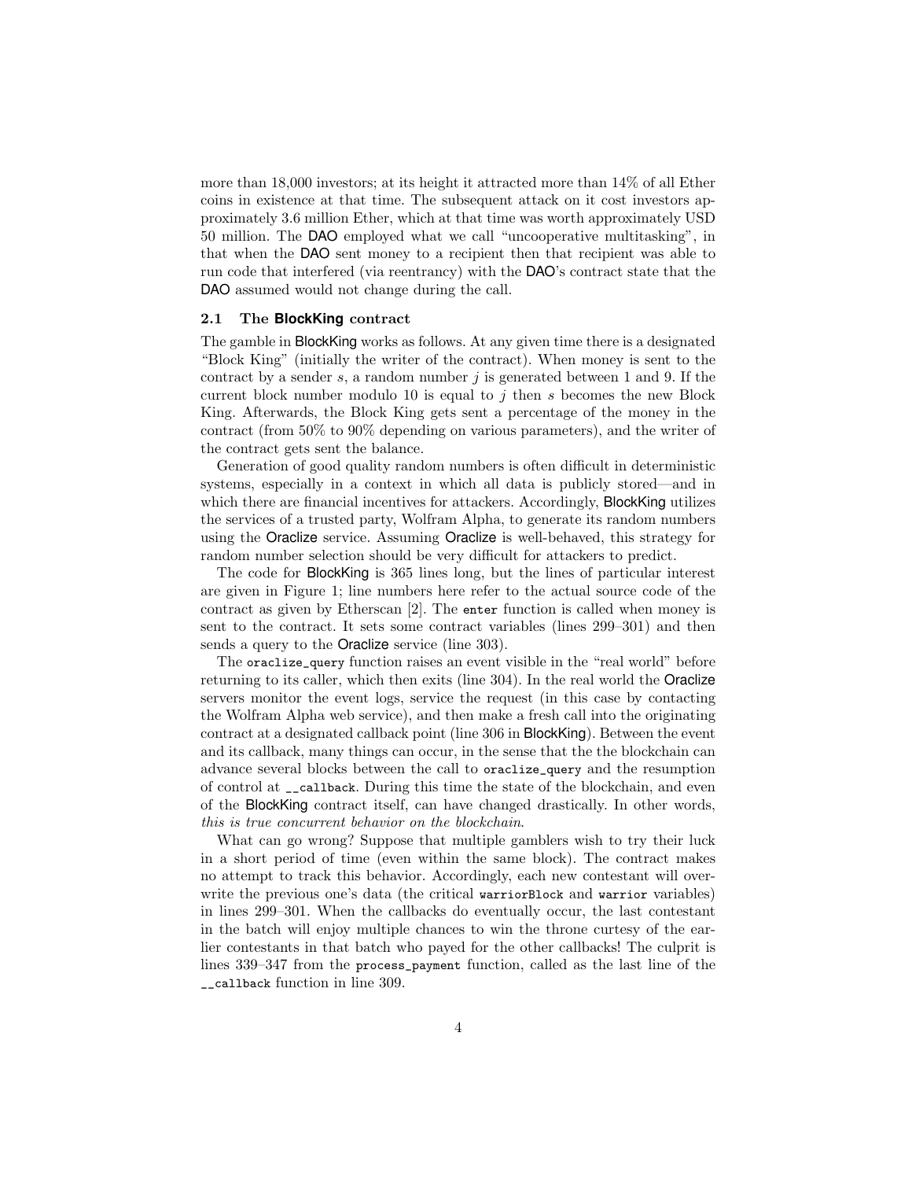more than 18,000 investors; at its height it attracted more than 14% of all Ether coins in existence at that time. The subsequent attack on it cost investors approximately 3.6 million Ether, which at that time was worth approximately USD 50 million. The DAO employed what we call "uncooperative multitasking", in that when the DAO sent money to a recipient then that recipient was able to run code that interfered (via reentrancy) with the DAO's contract state that the DAO assumed would not change during the call.

### 2.1 The BlockKing contract

The gamble in BlockKing works as follows. At any given time there is a designated "Block King" (initially the writer of the contract). When money is sent to the contract by a sender $s$, a random number $j$ is generated between 1 and 9. If the current block number modulo 10 is equal to $j$ then $s$ becomes the new Block King. Afterwards, the Block King gets sent a percentage of the money in the contract (from 50% to 90% depending on various parameters), and the writer of the contract gets sent the balance.

Generation of good quality random numbers is often difficult in deterministic systems, especially in a context in which all data is publicly stored—and in which there are financial incentives for attackers. Accordingly, BlockKing utilizes the services of a trusted party, Wolfram Alpha, to generate its random numbers using the Oraclize service. Assuming Oraclize is well-behaved, this strategy for random number selection should be very difficult for attackers to predict.

The code for BlockKing is 365 lines long, but the lines of particular interest are given in Figure 1; line numbers here refer to the actual source code of the contract as given by Etherscan [2]. The `enter` function is called when money is sent to the contract. It sets some contract variables (lines 299–301) and then sends a query to the Oraclize service (line 303).

The `oraclize_query` function raises an event visible in the "real world" before returning to its caller, which then exits (line 304). In the real world the Oraclize servers monitor the event logs, service the request (in this case by contacting the Wolfram Alpha web service), and then make a fresh call into the originating contract at a designated callback point (line 306 in BlockKing). Between the event and its callback, many things can occur, in the sense that the the blockchain can advance several blocks between the call to `oraclize_query` and the resumption of control at `__callback`. During this time the state of the blockchain, and even of the BlockKing contract itself, can have changed drastically. In other words, *this is true concurrent behavior on the blockchain*.

What can go wrong? Suppose that multiple gamblers wish to try their luck in a short period of time (even within the same block). The contract makes no attempt to track this behavior. Accordingly, each new contestant will overwrite the previous one's data (the critical `warriorBlock` and `warrior` variables) in lines 299–301. When the callbacks do eventually occur, the last contestant in the batch will enjoy multiple chances to win the throne curtesy of the earlier contestants in that batch who payed for the other callbacks! The culprit is lines 339–347 from the `process_payment` function, called as the last line of the `__callback` function in line 309.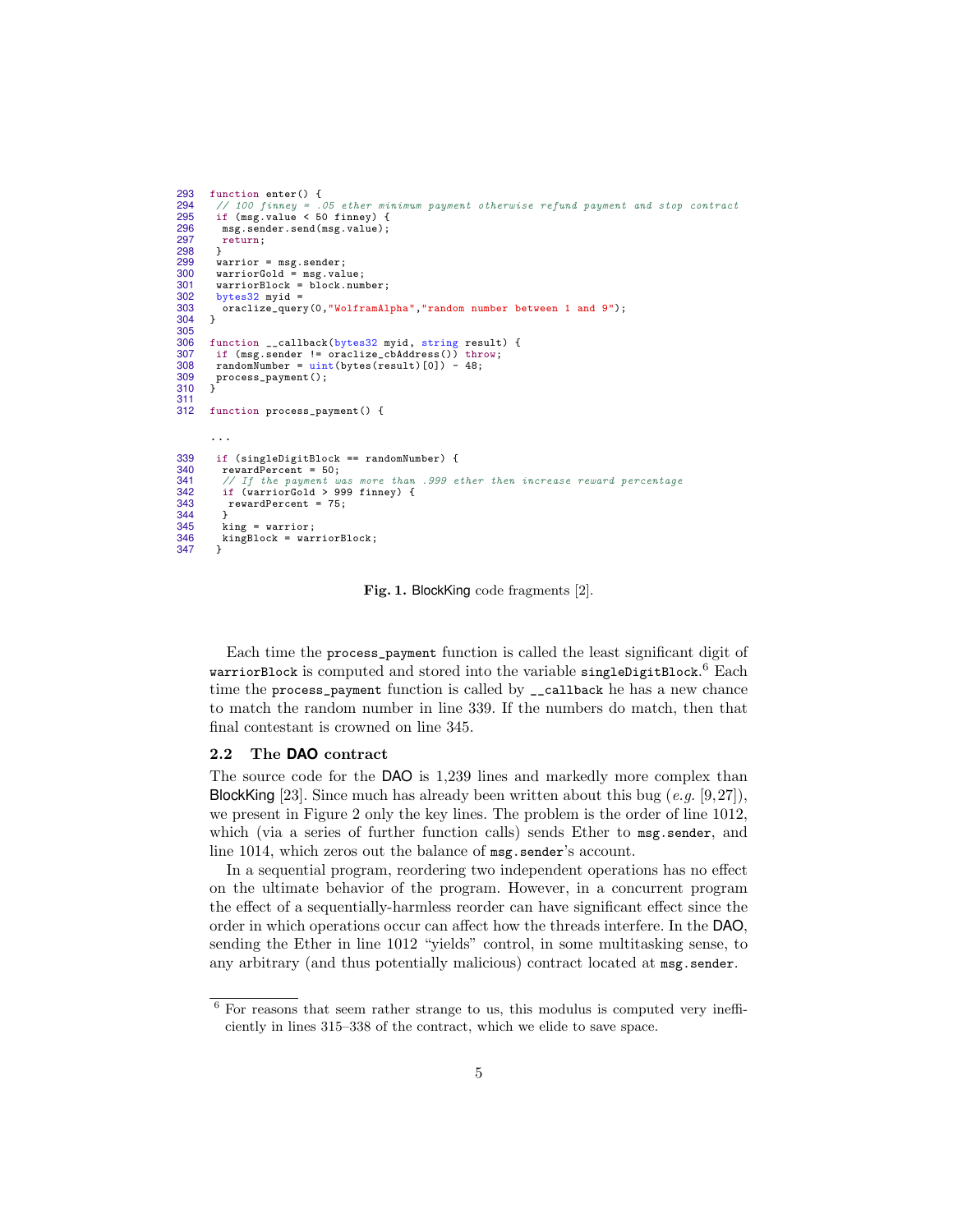```
293  function enter() {
294   // 100 finney = .05 ether minimum payment otherwise refund payment and stop contract
295   if (msg.value < 50 finney) {
296    msg.sender.send(msg.value);
297    return;
298   }
299   warrior = msg.sender;
300   warriorGold = msg.value;
301   warriorBlock = block.number;
302   bytes32 myid =
303    oraclize_query(0,"WolframAlpha","random number between 1 and 9");
304  }
305
306  function __callback(bytes32 myid, string result) {
307   if (msg.sender != oraclize_cbAddress()) throw;
308   randomNumber = uint(bytes(result)[0]) - 48;
309   process_payment();
310  }
311
312  function process_payment() {

     ...

339   if (singleDigitBlock == randomNumber) {
340    rewardPercent = 50;
341    // If the payment was more than .999 ether then increase reward percentage
342    if (warriorGold > 999 finney) {
343     rewardPercent = 75;
344    }
345    king = warrior;
346    kingBlock = warriorBlock;
347   }
```

**Fig. 1.** BlockKing code fragments [2].

Each time the `process_payment` function is called the least significant digit of `warriorBlock` is computed and stored into the variable `singleDigitBlock`.[6] Each time the `process_payment` function is called by `__callback` he has a new chance to match the random number in line 339. If the numbers do match, then that final contestant is crowned on line 345.

### 2.2 The DAO contract

The source code for the DAO is 1,239 lines and markedly more complex than BlockKing [23]. Since much has already been written about this bug (*e.g.* [9,27]), we present in Figure 2 only the key lines. The problem is the order of line 1012, which (via a series of further function calls) sends Ether to `msg.sender`, and line 1014, which zeros out the balance of `msg.sender`'s account.

In a sequential program, reordering two independent operations has no effect on the ultimate behavior of the program. However, in a concurrent program the effect of a sequentially-harmless reorder can have significant effect since the order in which operations occur can affect how the threads interfere. In the DAO, sending the Ether in line 1012 "yields" control, in some multitasking sense, to any arbitrary (and thus potentially malicious) contract located at `msg.sender`.

[6] For reasons that seem rather strange to us, this modulus is computed very inefficiently in lines 315–338 of the contract, which we elide to save space.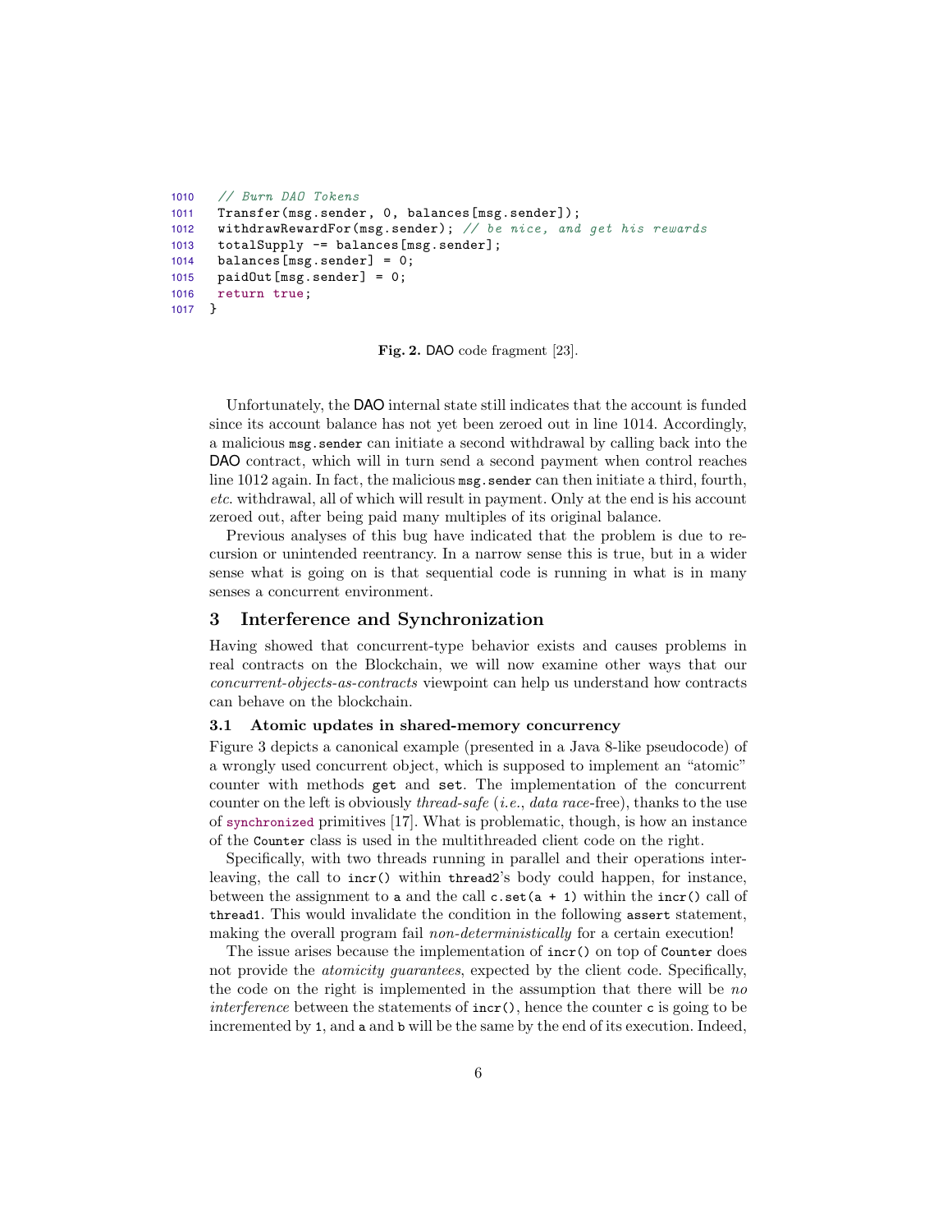```
1010   // Burn DAO Tokens
1011   Transfer(msg.sender, 0, balances[msg.sender]);
1012   withdrawRewardFor(msg.sender); // be nice, and get his rewards
1013   totalSupply -= balances[msg.sender];
1014   balances[msg.sender] = 0;
1015   paidOut[msg.sender] = 0;
1016   return true;
1017 }
```

**Fig. 2.** DAO code fragment [23].

Unfortunately, the DAO internal state still indicates that the account is funded since its account balance has not yet been zeroed out in line 1014. Accordingly, a malicious `msg.sender` can initiate a second withdrawal by calling back into the DAO contract, which will in turn send a second payment when control reaches line 1012 again. In fact, the malicious `msg.sender` can then initiate a third, fourth, *etc.* withdrawal, all of which will result in payment. Only at the end is his account zeroed out, after being paid many multiples of its original balance.

Previous analyses of this bug have indicated that the problem is due to recursion or unintended reentrancy. In a narrow sense this is true, but in a wider sense what is going on is that sequential code is running in what is in many senses a concurrent environment.

## 3 Interference and Synchronization

Having showed that concurrent-type behavior exists and causes problems in real contracts on the Blockchain, we will now examine other ways that our *concurrent-objects-as-contracts* viewpoint can help us understand how contracts can behave on the blockchain.

### 3.1 Atomic updates in shared-memory concurrency

Figure 3 depicts a canonical example (presented in a Java 8-like pseudocode) of a wrongly used concurrent object, which is supposed to implement an "atomic" counter with methods `get` and `set`. The implementation of the concurrent counter on the left is obviously *thread-safe* (*i.e.*, *data race*-free), thanks to the use of `synchronized` primitives [17]. What is problematic, though, is how an instance of the `Counter` class is used in the multithreaded client code on the right.

Specifically, with two threads running in parallel and their operations interleaving, the call to `incr()` within `thread2`'s body could happen, for instance, between the assignment to `a` and the call `c.set(a + 1)` within the `incr()` call of `thread1`. This would invalidate the condition in the following `assert` statement, making the overall program fail *non-deterministically* for a certain execution!

The issue arises because the implementation of `incr()` on top of `Counter` does not provide the *atomicity guarantees*, expected by the client code. Specifically, the code on the right is implemented in the assumption that there will be *no interference* between the statements of `incr()`, hence the counter `c` is going to be incremented by `1`, and `a` and `b` will be the same by the end of its execution. Indeed,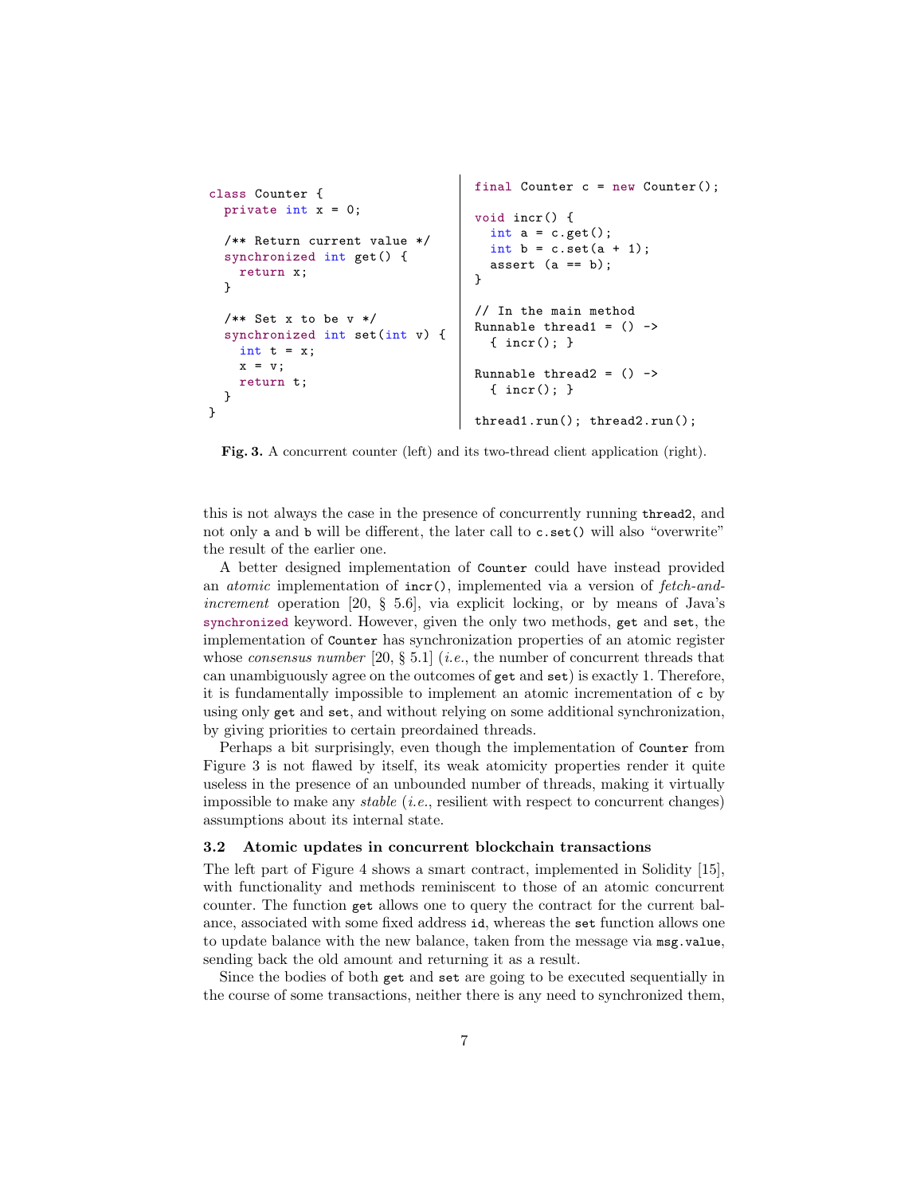```java
class Counter {
  private int x = 0;

  /** Return current value */
  synchronized int get() {
    return x;
  }

  /** Set x to be v */
  synchronized int set(int v) {
    int t = x;
    x = v;
    return t;
  }
}
```

```java
final Counter c = new Counter();

void incr() {
  int a = c.get();
  int b = c.set(a + 1);
  assert (a == b);
}

// In the main method
Runnable thread1 = () ->
  { incr(); }

Runnable thread2 = () ->
  { incr(); }

thread1.run(); thread2.run();
```

**Fig. 3.** A concurrent counter (left) and its two-thread client application (right).

this is not always the case in the presence of concurrently running `thread2`, and not only `a` and `b` will be different, the later call to `c.set()` will also "overwrite" the result of the earlier one.

A better designed implementation of `Counter` could have instead provided an *atomic* implementation of `incr()`, implemented via a version of *fetch-and-increment* operation [20, § 5.6], via explicit locking, or by means of Java's `synchronized` keyword. However, given the only two methods, `get` and `set`, the implementation of `Counter` has synchronization properties of an atomic register whose *consensus number* [20, § 5.1] (*i.e.*, the number of concurrent threads that can unambiguously agree on the outcomes of `get` and `set`) is exactly 1. Therefore, it is fundamentally impossible to implement an atomic incrementation of `c` by using only `get` and `set`, and without relying on some additional synchronization, by giving priorities to certain preordained threads.

Perhaps a bit surprisingly, even though the implementation of `Counter` from Figure 3 is not flawed by itself, its weak atomicity properties render it quite useless in the presence of an unbounded number of threads, making it virtually impossible to make any *stable* (*i.e.*, resilient with respect to concurrent changes) assumptions about its internal state.

### 3.2 Atomic updates in concurrent blockchain transactions

The left part of Figure 4 shows a smart contract, implemented in Solidity [15], with functionality and methods reminiscent to those of an atomic concurrent counter. The function `get` allows one to query the contract for the current balance, associated with some fixed address `id`, whereas the `set` function allows one to update balance with the new balance, taken from the message via `msg.value`, sending back the old amount and returning it as a result.

Since the bodies of both `get` and `set` are going to be executed sequentially in the course of some transactions, neither there is any need to synchronized them,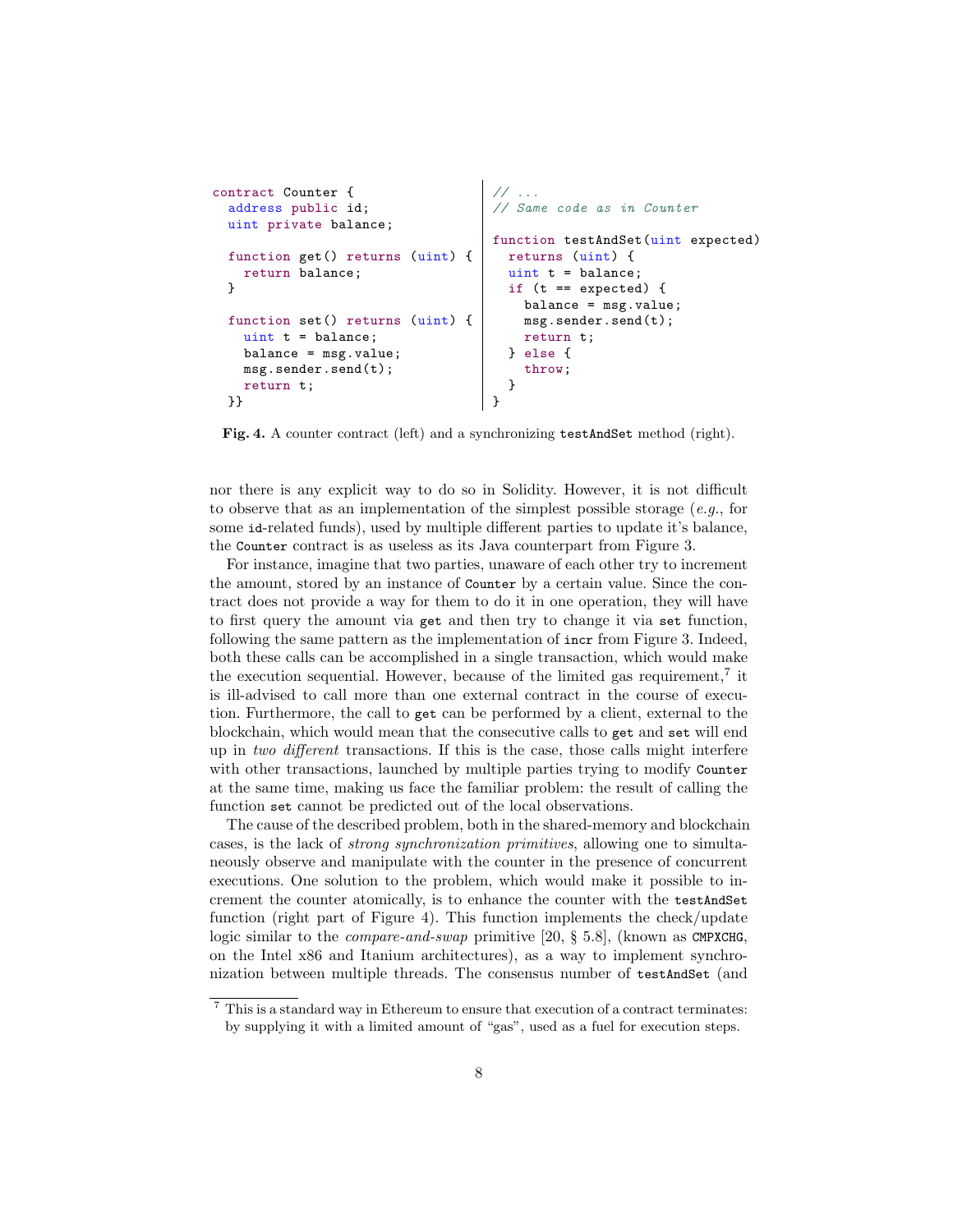```
contract Counter {
  address public id;
  uint private balance;

  function get() returns (uint) {
    return balance;
  }

  function set() returns (uint) {
    uint t = balance;
    balance = msg.value;
    msg.sender.send(t);
    return t;
  }}
```

```
// ...
// Same code as in Counter

function testAndSet(uint expected)
  returns (uint) {
  uint t = balance;
  if (t == expected) {
    balance = msg.value;
    msg.sender.send(t);
    return t;
  } else {
    throw;
  }
}
```

**Fig. 4.** A counter contract (left) and a synchronizing `testAndSet` method (right).

nor there is any explicit way to do so in Solidity. However, it is not difficult to observe that as an implementation of the simplest possible storage (*e.g.*, for some `id`-related funds), used by multiple different parties to update it's balance, the `Counter` contract is as useless as its Java counterpart from Figure 3.

For instance, imagine that two parties, unaware of each other try to increment the amount, stored by an instance of `Counter` by a certain value. Since the contract does not provide a way for them to do it in one operation, they will have to first query the amount via `get` and then try to change it via `set` function, following the same pattern as the implementation of `incr` from Figure 3. Indeed, both these calls can be accomplished in a single transaction, which would make the execution sequential. However, because of the limited gas requirement,[7] it is ill-advised to call more than one external contract in the course of execution. Furthermore, the call to `get` can be performed by a client, external to the blockchain, which would mean that the consecutive calls to `get` and `set` will end up in *two different* transactions. If this is the case, those calls might interfere with other transactions, launched by multiple parties trying to modify `Counter` at the same time, making us face the familiar problem: the result of calling the function `set` cannot be predicted out of the local observations.

The cause of the described problem, both in the shared-memory and blockchain cases, is the lack of *strong synchronization primitives*, allowing one to simultaneously observe and manipulate with the counter in the presence of concurrent executions. One solution to the problem, which would make it possible to increment the counter atomically, is to enhance the counter with the `testAndSet` function (right part of Figure 4). This function implements the check/update logic similar to the *compare-and-swap* primitive [20, § 5.8], (known as `CMPXCHG`, on the Intel x86 and Itanium architectures), as a way to implement synchronization between multiple threads. The consensus number of `testAndSet` (and

[7] This is a standard way in Ethereum to ensure that execution of a contract terminates: by supplying it with a limited amount of "gas", used as a fuel for execution steps.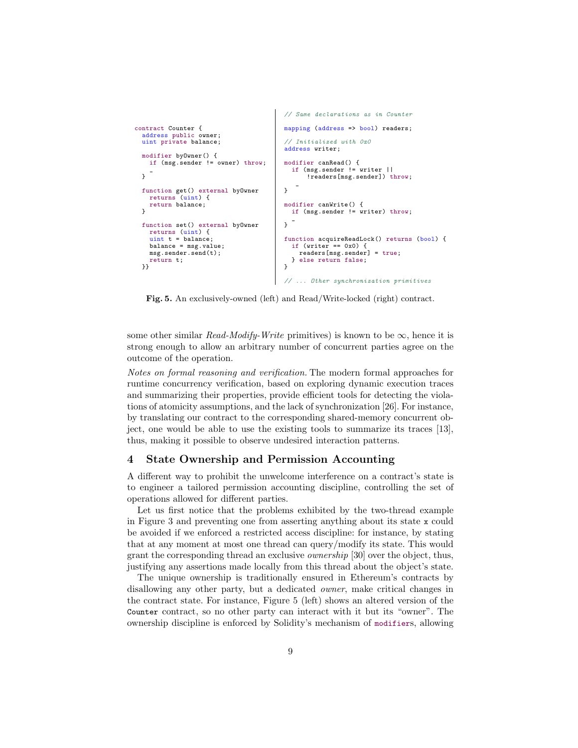```
contract Counter {
  address public owner;
  uint private balance;

  modifier byOwner() {
    if (msg.sender != owner) throw;
    _
  }

  function get() external byOwner
    returns (uint) {
    return balance;
  }

  function set() external byOwner
    returns (uint) {
    uint t = balance;
    balance = msg.value;
    msg.sender.send(t);
    return t;
  }}
```

```
// Same declarations as in Counter

mapping (address => bool) readers;

// Initialized with 0x0
address writer;

modifier canRead() {
  if (msg.sender != writer ||
      !readers[msg.sender]) throw;
    _
}

modifier canWrite() {
  if (msg.sender != writer) throw;
  _
}

function acquireReadLock() returns (bool) {
  if (writer == 0x0) {
    readers[msg.sender] = true;
  } else return false;
}

// ... Other synchronization primitives
```

**Fig. 5.** An exclusively-owned (left) and Read/Write-locked (right) contract.

some other similar *Read-Modify-Write* primitives) is known to be $\infty$, hence it is strong enough to allow an arbitrary number of concurrent parties agree on the outcome of the operation.

*Notes on formal reasoning and verification.* The modern formal approaches for runtime concurrency verification, based on exploring dynamic execution traces and summarizing their properties, provide efficient tools for detecting the violations of atomicity assumptions, and the lack of synchronization [26]. For instance, by translating our contract to the corresponding shared-memory concurrent object, one would be able to use the existing tools to summarize its traces [13], thus, making it possible to observe undesired interaction patterns.

## 4 State Ownership and Permission Accounting

A different way to prohibit the unwelcome interference on a contract's state is to engineer a tailored permission accounting discipline, controlling the set of operations allowed for different parties.

Let us first notice that the problems exhibited by the two-thread example in Figure 3 and preventing one from asserting anything about its state `x` could be avoided if we enforced a restricted access discipline: for instance, by stating that at any moment at most one thread can query/modify its state. This would grant the corresponding thread an exclusive *ownership* [30] over the object, thus, justifying any assertions made locally from this thread about the object's state.

The unique ownership is traditionally ensured in Ethereum's contracts by disallowing any other party, but a dedicated *owner*, make critical changes in the contract state. For instance, Figure 5 (left) shows an altered version of the `Counter` contract, so no other party can interact with it but its "owner". The ownership discipline is enforced by Solidity's mechanism of `modifier`s, allowing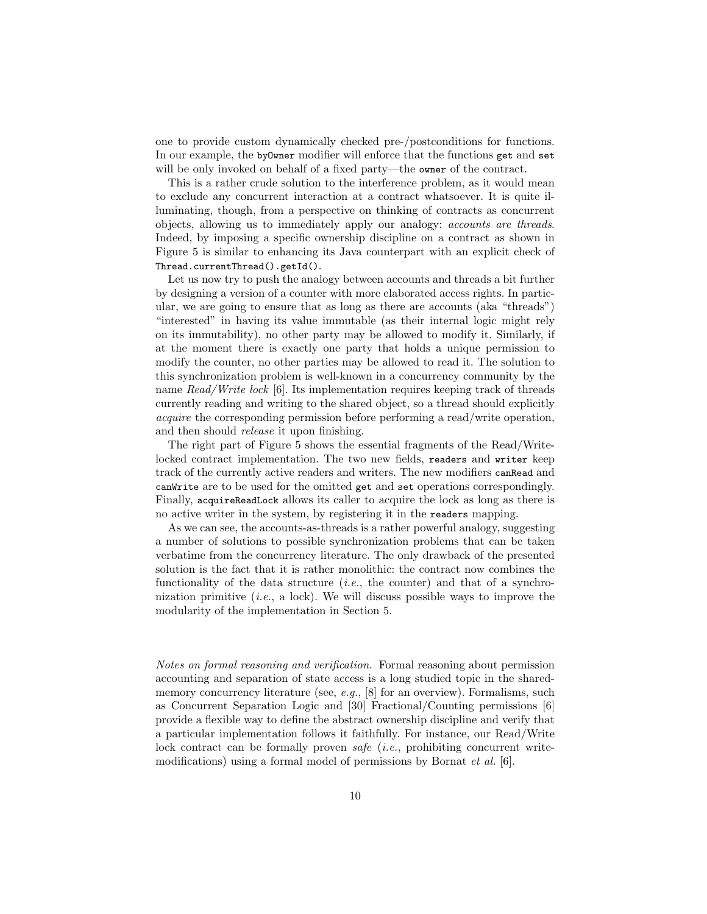one to provide custom dynamically checked pre-/postconditions for functions. In our example, the `byOwner` modifier will enforce that the functions `get` and `set` will be only invoked on behalf of a fixed party—the `owner` of the contract.

This is a rather crude solution to the interference problem, as it would mean to exclude any concurrent interaction at a contract whatsoever. It is quite illuminating, though, from a perspective on thinking of contracts as concurrent objects, allowing us to immediately apply our analogy: *accounts are threads*. Indeed, by imposing a specific ownership discipline on a contract as shown in Figure 5 is similar to enhancing its Java counterpart with an explicit check of `Thread.currentThread().getId()`.

Let us now try to push the analogy between accounts and threads a bit further by designing a version of a counter with more elaborated access rights. In particular, we are going to ensure that as long as there are accounts (aka "threads") "interested" in having its value immutable (as their internal logic might rely on its immutability), no other party may be allowed to modify it. Similarly, if at the moment there is exactly one party that holds a unique permission to modify the counter, no other parties may be allowed to read it. The solution to this synchronization problem is well-known in a concurrency community by the name *Read/Write lock* [6]. Its implementation requires keeping track of threads currently reading and writing to the shared object, so a thread should explicitly *acquire* the corresponding permission before performing a read/write operation, and then should *release* it upon finishing.

The right part of Figure 5 shows the essential fragments of the Read/Write-locked contract implementation. The two new fields, `readers` and `writer` keep track of the currently active readers and writers. The new modifiers `canRead` and `canWrite` are to be used for the omitted `get` and `set` operations correspondingly. Finally, `acquireReadLock` allows its caller to acquire the lock as long as there is no active writer in the system, by registering it in the `readers` mapping.

As we can see, the accounts-as-threads is a rather powerful analogy, suggesting a number of solutions to possible synchronization problems that can be taken verbatime from the concurrency literature. The only drawback of the presented solution is the fact that it is rather monolithic: the contract now combines the functionality of the data structure (*i.e.*, the counter) and that of a synchronization primitive (*i.e.*, a lock). We will discuss possible ways to improve the modularity of the implementation in Section 5.

*Notes on formal reasoning and verification.* Formal reasoning about permission accounting and separation of state access is a long studied topic in the shared-memory concurrency literature (see, *e.g.*, [8] for an overview). Formalisms, such as Concurrent Separation Logic and [30] Fractional/Counting permissions [6] provide a flexible way to define the abstract ownership discipline and verify that a particular implementation follows it faithfully. For instance, our Read/Write lock contract can be formally proven *safe* (*i.e.*, prohibiting concurrent write-modifications) using a formal model of permissions by Bornat *et al.* [6].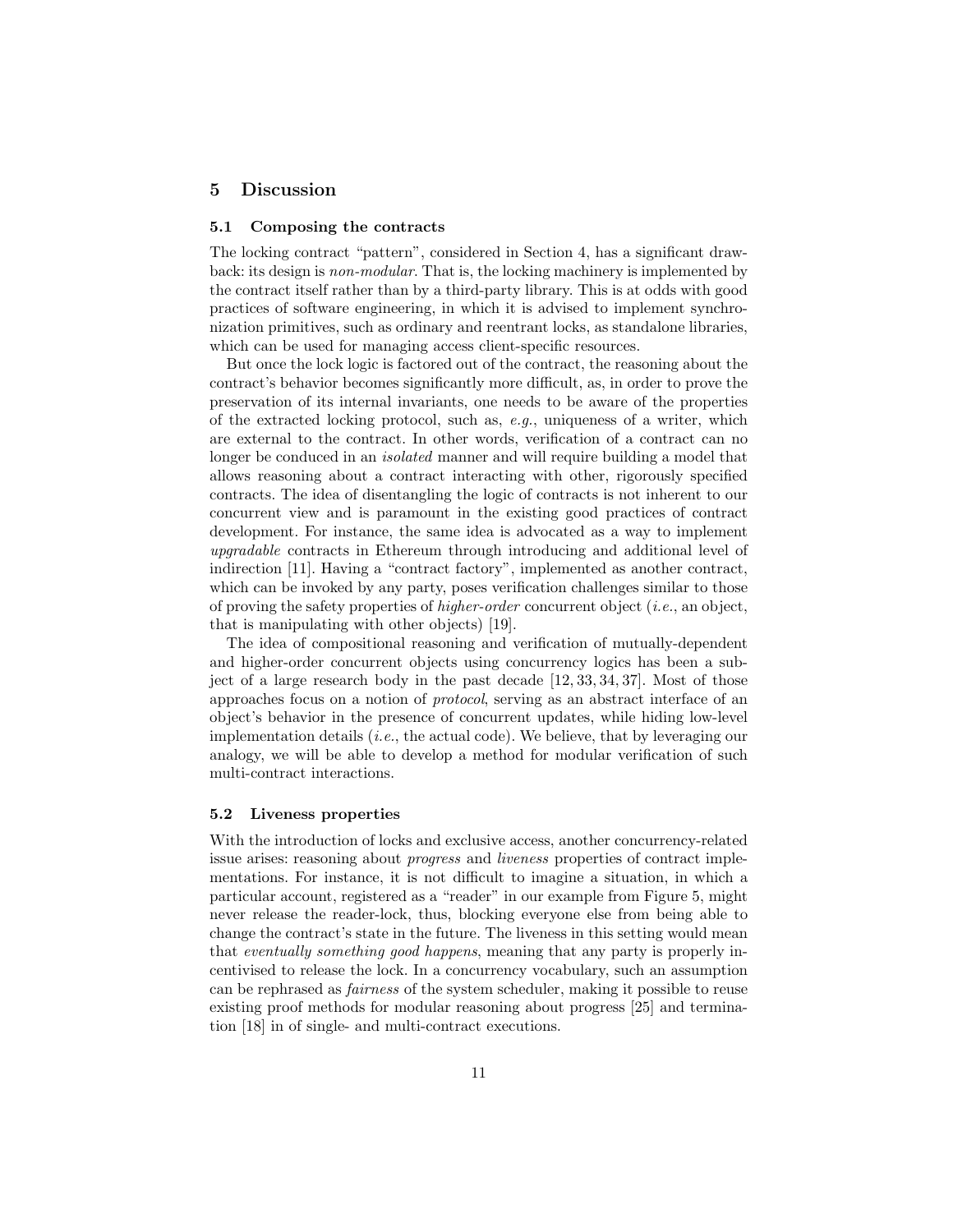## 5 Discussion

### 5.1 Composing the contracts

The locking contract "pattern", considered in Section 4, has a significant drawback: its design is *non-modular*. That is, the locking machinery is implemented by the contract itself rather than by a third-party library. This is at odds with good practices of software engineering, in which it is advised to implement synchronization primitives, such as ordinary and reentrant locks, as standalone libraries, which can be used for managing access client-specific resources.

But once the lock logic is factored out of the contract, the reasoning about the contract's behavior becomes significantly more difficult, as, in order to prove the preservation of its internal invariants, one needs to be aware of the properties of the extracted locking protocol, such as, *e.g.*, uniqueness of a writer, which are external to the contract. In other words, verification of a contract can no longer be conduced in an *isolated* manner and will require building a model that allows reasoning about a contract interacting with other, rigorously specified contracts. The idea of disentangling the logic of contracts is not inherent to our concurrent view and is paramount in the existing good practices of contract development. For instance, the same idea is advocated as a way to implement *upgradable* contracts in Ethereum through introducing and additional level of indirection [11]. Having a "contract factory", implemented as another contract, which can be invoked by any party, poses verification challenges similar to those of proving the safety properties of *higher-order* concurrent object (*i.e.*, an object, that is manipulating with other objects) [19].

The idea of compositional reasoning and verification of mutually-dependent and higher-order concurrent objects using concurrency logics has been a subject of a large research body in the past decade [12, 33, 34, 37]. Most of those approaches focus on a notion of *protocol*, serving as an abstract interface of an object's behavior in the presence of concurrent updates, while hiding low-level implementation details (*i.e.*, the actual code). We believe, that by leveraging our analogy, we will be able to develop a method for modular verification of such multi-contract interactions.

### 5.2 Liveness properties

With the introduction of locks and exclusive access, another concurrency-related issue arises: reasoning about *progress* and *liveness* properties of contract implementations. For instance, it is not difficult to imagine a situation, in which a particular account, registered as a "reader" in our example from Figure 5, might never release the reader-lock, thus, blocking everyone else from being able to change the contract's state in the future. The liveness in this setting would mean that *eventually something good happens*, meaning that any party is properly incentivised to release the lock. In a concurrency vocabulary, such an assumption can be rephrased as *fairness* of the system scheduler, making it possible to reuse existing proof methods for modular reasoning about progress [25] and termination [18] in of single- and multi-contract executions.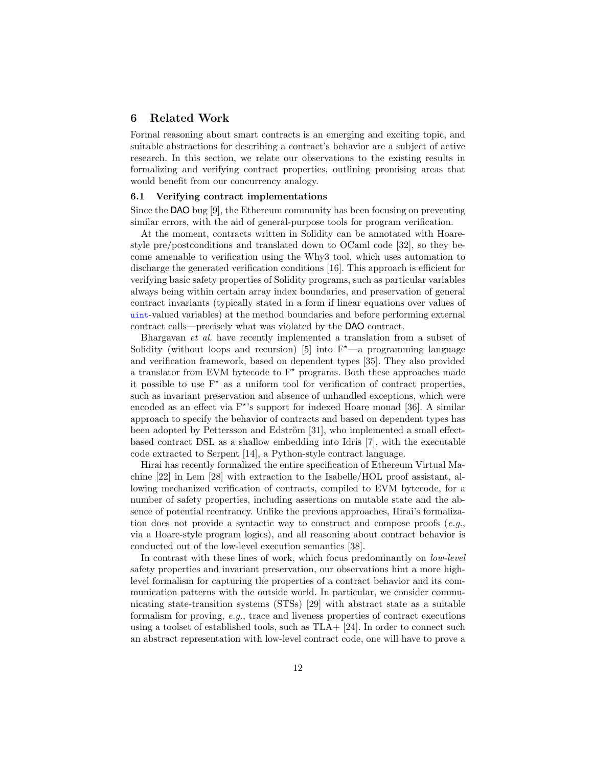## 6 Related Work

Formal reasoning about smart contracts is an emerging and exciting topic, and suitable abstractions for describing a contract's behavior are a subject of active research. In this section, we relate our observations to the existing results in formalizing and verifying contract properties, outlining promising areas that would benefit from our concurrency analogy.

### 6.1 Verifying contract implementations

Since the DAO bug [9], the Ethereum community has been focusing on preventing similar errors, with the aid of general-purpose tools for program verification.

At the moment, contracts written in Solidity can be annotated with Hoare-style pre/postconditions and translated down to OCaml code [32], so they become amenable to verification using the Why3 tool, which uses automation to discharge the generated verification conditions [16]. This approach is efficient for verifying basic safety properties of Solidity programs, such as particular variables always being within certain array index boundaries, and preservation of general contract invariants (typically stated in a form if linear equations over values of `uint`-valued variables) at the method boundaries and before performing external contract calls—precisely what was violated by the DAO contract.

Bhargavan *et al.* have recently implemented a translation from a subset of Solidity (without loops and recursion) [5] into $F^\star$—a programming language and verification framework, based on dependent types [35]. They also provided a translator from EVM bytecode to $F^\star$ programs. Both these approaches made it possible to use $F^\star$ as a uniform tool for verification of contract properties, such as invariant preservation and absence of unhandled exceptions, which were encoded as an effect via $F^\star$'s support for indexed Hoare monad [36]. A similar approach to specify the behavior of contracts and based on dependent types has been adopted by Pettersson and Edström [31], who implemented a small effect-based contract DSL as a shallow embedding into Idris [7], with the executable code extracted to Serpent [14], a Python-style contract language.

Hirai has recently formalized the entire specification of Ethereum Virtual Machine [22] in Lem [28] with extraction to the Isabelle/HOL proof assistant, allowing mechanized verification of contracts, compiled to EVM bytecode, for a number of safety properties, including assertions on mutable state and the absence of potential reentrancy. Unlike the previous approaches, Hirai's formalization does not provide a syntactic way to construct and compose proofs (*e.g.*, via a Hoare-style program logics), and all reasoning about contract behavior is conducted out of the low-level execution semantics [38].

In contrast with these lines of work, which focus predominantly on *low-level* safety properties and invariant preservation, our observations hint a more high-level formalism for capturing the properties of a contract behavior and its communication patterns with the outside world. In particular, we consider communicating state-transition systems (STSs) [29] with abstract state as a suitable formalism for proving, *e.g.*, trace and liveness properties of contract executions using a toolset of established tools, such as TLA+ [24]. In order to connect such an abstract representation with low-level contract code, one will have to prove a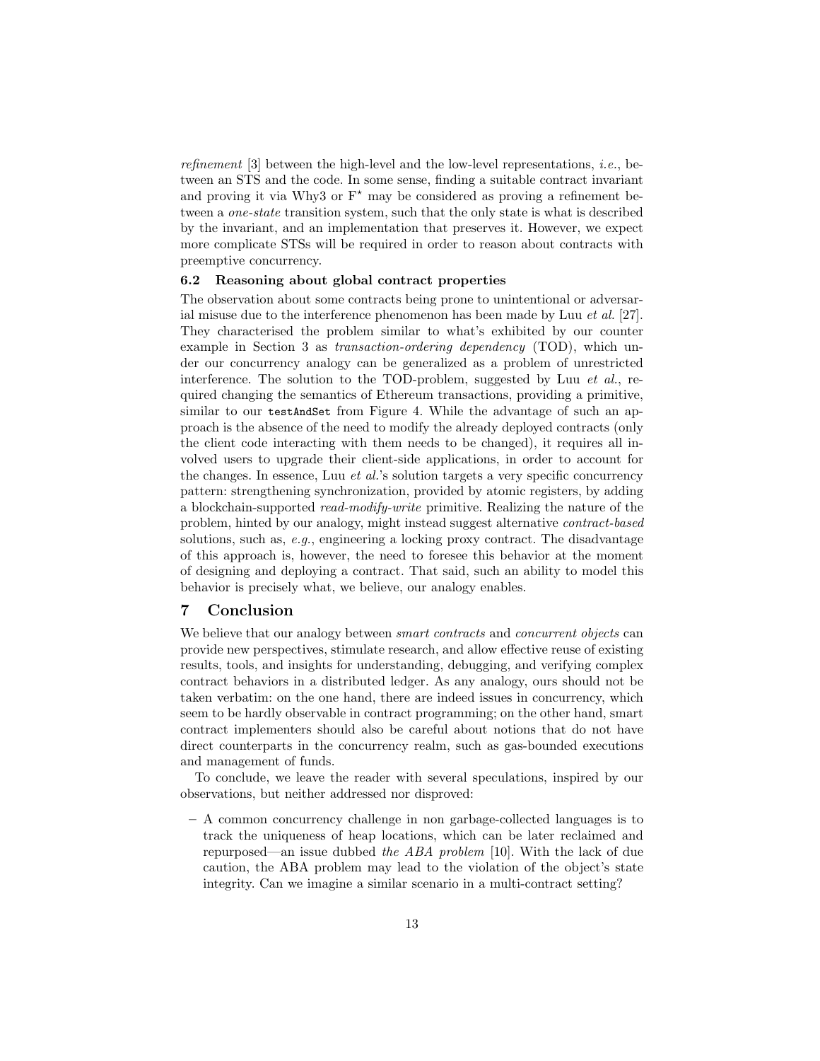*refinement* [3] between the high-level and the low-level representations, *i.e.*, between an STS and the code. In some sense, finding a suitable contract invariant and proving it via Why3 or F$^\star$ may be considered as proving a refinement between a *one-state* transition system, such that the only state is what is described by the invariant, and an implementation that preserves it. However, we expect more complicate STSs will be required in order to reason about contracts with preemptive concurrency.

### 6.2 Reasoning about global contract properties

The observation about some contracts being prone to unintentional or adversarial misuse due to the interference phenomenon has been made by Luu *et al.* [27]. They characterised the problem similar to what's exhibited by our counter example in Section 3 as *transaction-ordering dependency* (TOD), which under our concurrency analogy can be generalized as a problem of unrestricted interference. The solution to the TOD-problem, suggested by Luu *et al.*, required changing the semantics of Ethereum transactions, providing a primitive, similar to our `testAndSet` from Figure 4. While the advantage of such an approach is the absence of the need to modify the already deployed contracts (only the client code interacting with them needs to be changed), it requires all involved users to upgrade their client-side applications, in order to account for the changes. In essence, Luu *et al.*'s solution targets a very specific concurrency pattern: strengthening synchronization, provided by atomic registers, by adding a blockchain-supported *read-modify-write* primitive. Realizing the nature of the problem, hinted by our analogy, might instead suggest alternative *contract-based* solutions, such as, *e.g.*, engineering a locking proxy contract. The disadvantage of this approach is, however, the need to foresee this behavior at the moment of designing and deploying a contract. That said, such an ability to model this behavior is precisely what, we believe, our analogy enables.

## 7 Conclusion

We believe that our analogy between *smart contracts* and *concurrent objects* can provide new perspectives, stimulate research, and allow effective reuse of existing results, tools, and insights for understanding, debugging, and verifying complex contract behaviors in a distributed ledger. As any analogy, ours should not be taken verbatim: on the one hand, there are indeed issues in concurrency, which seem to be hardly observable in contract programming; on the other hand, smart contract implementers should also be careful about notions that do not have direct counterparts in the concurrency realm, such as gas-bounded executions and management of funds.

To conclude, we leave the reader with several speculations, inspired by our observations, but neither addressed nor disproved:

– A common concurrency challenge in non garbage-collected languages is to track the uniqueness of heap locations, which can be later reclaimed and repurposed—an issue dubbed *the ABA problem* [10]. With the lack of due caution, the ABA problem may lead to the violation of the object's state integrity. Can we imagine a similar scenario in a multi-contract setting?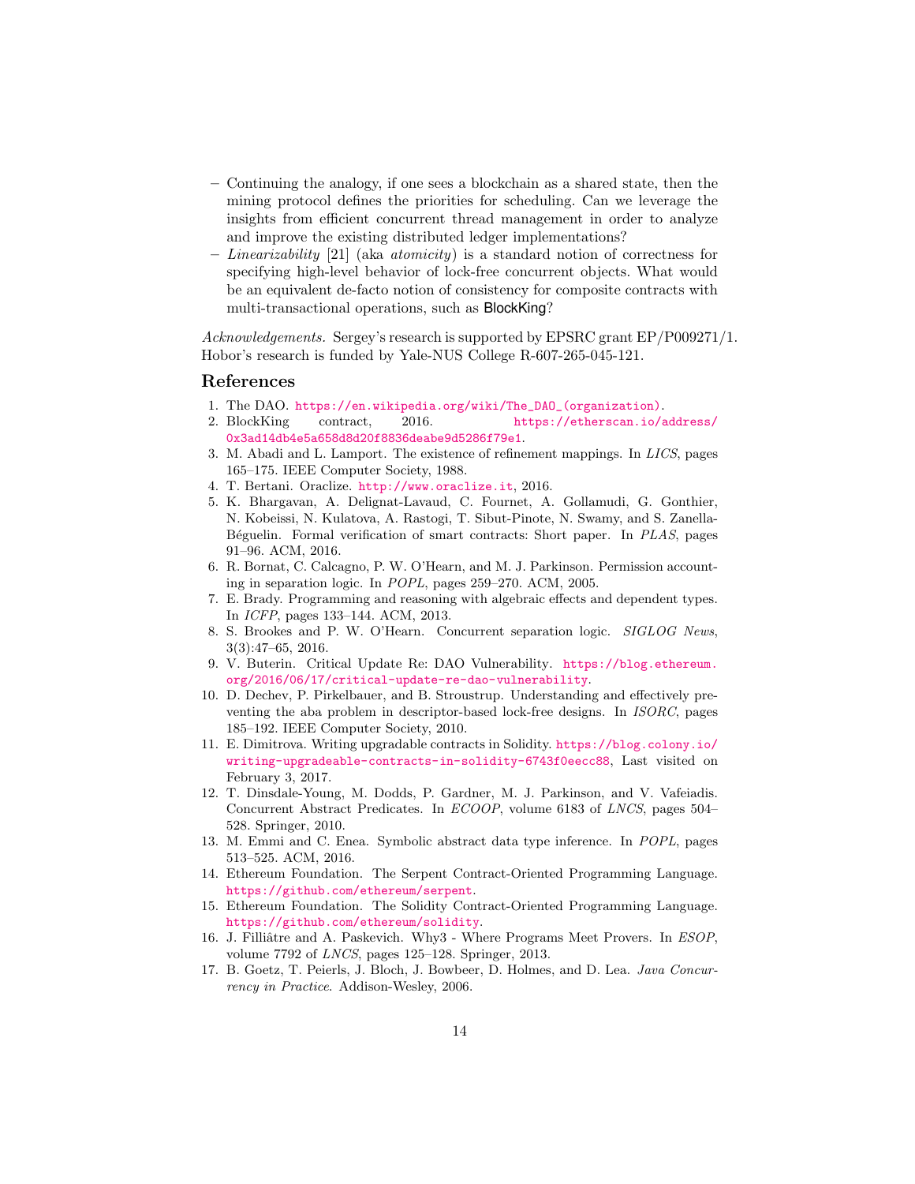– Continuing the analogy, if one sees a blockchain as a shared state, then the mining protocol defines the priorities for scheduling. Can we leverage the insights from efficient concurrent thread management in order to analyze and improve the existing distributed ledger implementations?
– *Linearizability* [21] (aka *atomicity*) is a standard notion of correctness for specifying high-level behavior of lock-free concurrent objects. What would be an equivalent de-facto notion of consistency for composite contracts with multi-transactional operations, such as BlockKing?

*Acknowledgements.* Sergey's research is supported by EPSRC grant EP/P009271/1. Hobor's research is funded by Yale-NUS College R-607-265-045-121.

## References

1. The DAO. https://en.wikipedia.org/wiki/The_DAO_(organization).
2. BlockKing contract, 2016. https://etherscan.io/address/0x3ad14db4e5a658d8d20f8836deabe9d5286f79e1.
3. M. Abadi and L. Lamport. The existence of refinement mappings. In *LICS*, pages 165–175. IEEE Computer Society, 1988.
4. T. Bertani. Oraclize. http://www.oraclize.it, 2016.
5. K. Bhargavan, A. Delignat-Lavaud, C. Fournet, A. Gollamudi, G. Gonthier, N. Kobeissi, N. Kulatova, A. Rastogi, T. Sibut-Pinote, N. Swamy, and S. Zanella-Béguelin. Formal verification of smart contracts: Short paper. In *PLAS*, pages 91–96. ACM, 2016.
6. R. Bornat, C. Calcagno, P. W. O'Hearn, and M. J. Parkinson. Permission accounting in separation logic. In *POPL*, pages 259–270. ACM, 2005.
7. E. Brady. Programming and reasoning with algebraic effects and dependent types. In *ICFP*, pages 133–144. ACM, 2013.
8. S. Brookes and P. W. O'Hearn. Concurrent separation logic. *SIGLOG News*, 3(3):47–65, 2016.
9. V. Buterin. Critical Update Re: DAO Vulnerability. https://blog.ethereum.org/2016/06/17/critical-update-re-dao-vulnerability.
10. D. Dechev, P. Pirkelbauer, and B. Stroustrup. Understanding and effectively preventing the aba problem in descriptor-based lock-free designs. In *ISORC*, pages 185–192. IEEE Computer Society, 2010.
11. E. Dimitrova. Writing upgradable contracts in Solidity. https://blog.colony.io/writing-upgradeable-contracts-in-solidity-6743f0eecc88, Last visited on February 3, 2017.
12. T. Dinsdale-Young, M. Dodds, P. Gardner, M. J. Parkinson, and V. Vafeiadis. Concurrent Abstract Predicates. In *ECOOP*, volume 6183 of *LNCS*, pages 504–528. Springer, 2010.
13. M. Emmi and C. Enea. Symbolic abstract data type inference. In *POPL*, pages 513–525. ACM, 2016.
14. Ethereum Foundation. The Serpent Contract-Oriented Programming Language. https://github.com/ethereum/serpent.
15. Ethereum Foundation. The Solidity Contract-Oriented Programming Language. https://github.com/ethereum/solidity.
16. J. Filliâtre and A. Paskevich. Why3 - Where Programs Meet Provers. In *ESOP*, volume 7792 of *LNCS*, pages 125–128. Springer, 2013.
17. B. Goetz, T. Peierls, J. Bloch, J. Bowbeer, D. Holmes, and D. Lea. *Java Concurrency in Practice*. Addison-Wesley, 2006.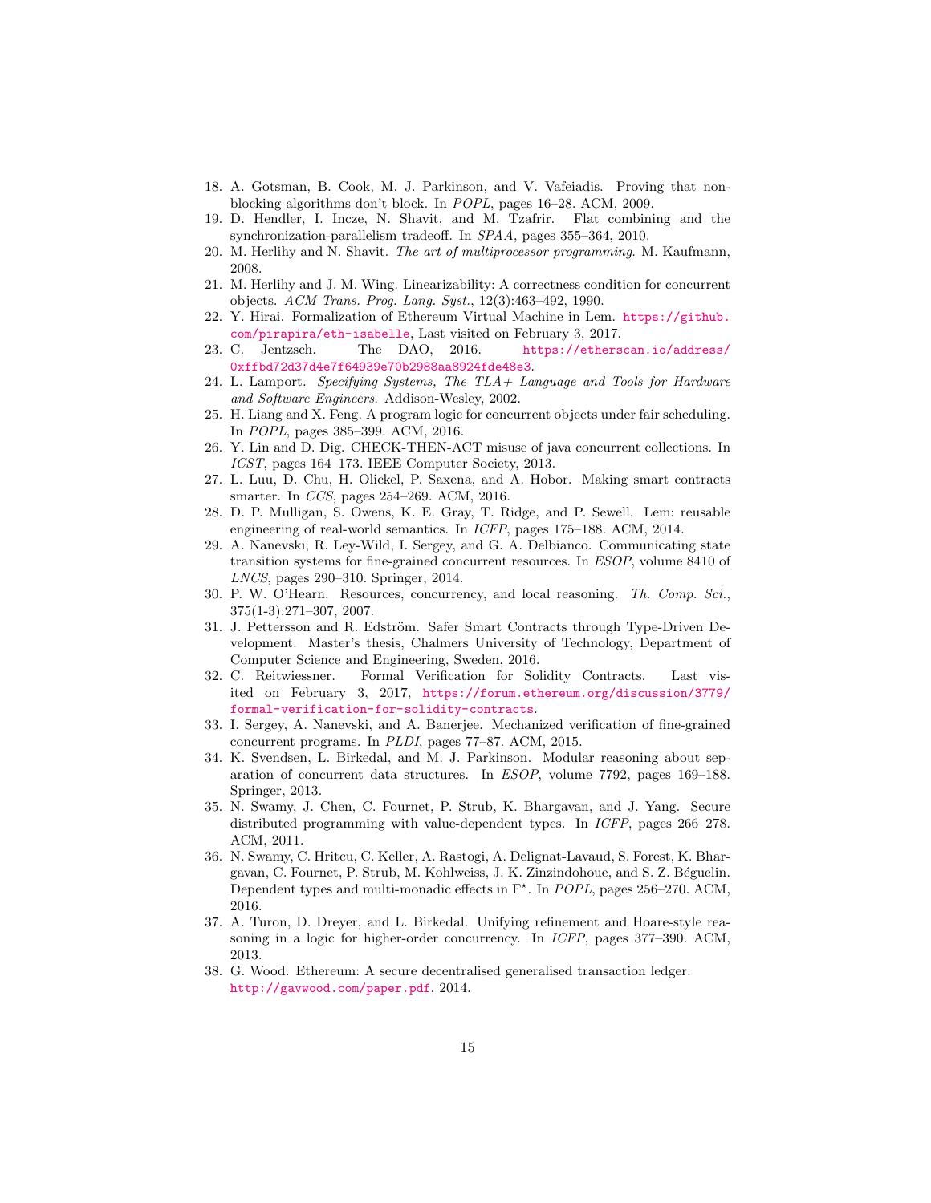18. A. Gotsman, B. Cook, M. J. Parkinson, and V. Vafeiadis. Proving that non-blocking algorithms don't block. In *POPL*, pages 16–28. ACM, 2009.
19. D. Hendler, I. Incze, N. Shavit, and M. Tzafrir. Flat combining and the synchronization-parallelism tradeoff. In *SPAA*, pages 355–364, 2010.
20. M. Herlihy and N. Shavit. *The art of multiprocessor programming*. M. Kaufmann, 2008.
21. M. Herlihy and J. M. Wing. Linearizability: A correctness condition for concurrent objects. *ACM Trans. Prog. Lang. Syst.*, 12(3):463–492, 1990.
22. Y. Hirai. Formalization of Ethereum Virtual Machine in Lem. https://github.com/pirapira/eth-isabelle, Last visited on February 3, 2017.
23. C. Jentzsch. The DAO, 2016. https://etherscan.io/address/0xffbd72d37d4e7f64939e70b2988aa8924fde48e3.
24. L. Lamport. *Specifying Systems, The TLA+ Language and Tools for Hardware and Software Engineers*. Addison-Wesley, 2002.
25. H. Liang and X. Feng. A program logic for concurrent objects under fair scheduling. In *POPL*, pages 385–399. ACM, 2016.
26. Y. Lin and D. Dig. CHECK-THEN-ACT misuse of java concurrent collections. In *ICST*, pages 164–173. IEEE Computer Society, 2013.
27. L. Luu, D. Chu, H. Olickel, P. Saxena, and A. Hobor. Making smart contracts smarter. In *CCS*, pages 254–269. ACM, 2016.
28. D. P. Mulligan, S. Owens, K. E. Gray, T. Ridge, and P. Sewell. Lem: reusable engineering of real-world semantics. In *ICFP*, pages 175–188. ACM, 2014.
29. A. Nanevski, R. Ley-Wild, I. Sergey, and G. A. Delbianco. Communicating state transition systems for fine-grained concurrent resources. In *ESOP*, volume 8410 of *LNCS*, pages 290–310. Springer, 2014.
30. P. W. O'Hearn. Resources, concurrency, and local reasoning. *Th. Comp. Sci.*, 375(1-3):271–307, 2007.
31. J. Pettersson and R. Edström. Safer Smart Contracts through Type-Driven Development. Master's thesis, Chalmers University of Technology, Department of Computer Science and Engineering, Sweden, 2016.
32. C. Reitwiessner. Formal Verification for Solidity Contracts. Last visited on February 3, 2017, https://forum.ethereum.org/discussion/3779/formal-verification-for-solidity-contracts.
33. I. Sergey, A. Nanevski, and A. Banerjee. Mechanized verification of fine-grained concurrent programs. In *PLDI*, pages 77–87. ACM, 2015.
34. K. Svendsen, L. Birkedal, and M. J. Parkinson. Modular reasoning about separation of concurrent data structures. In *ESOP*, volume 7792, pages 169–188. Springer, 2013.
35. N. Swamy, J. Chen, C. Fournet, P. Strub, K. Bhargavan, and J. Yang. Secure distributed programming with value-dependent types. In *ICFP*, pages 266–278. ACM, 2011.
36. N. Swamy, C. Hritcu, C. Keller, A. Rastogi, A. Delignat-Lavaud, S. Forest, K. Bhargavan, C. Fournet, P. Strub, M. Kohlweiss, J. K. Zinzindohoue, and S. Z. Béguelin. Dependent types and multi-monadic effects in $F^{\star}$. In *POPL*, pages 256–270. ACM, 2016.
37. A. Turon, D. Dreyer, and L. Birkedal. Unifying refinement and Hoare-style reasoning in a logic for higher-order concurrency. In *ICFP*, pages 377–390. ACM, 2013.
38. G. Wood. Ethereum: A secure decentralised generalised transaction ledger. http://gavwood.com/paper.pdf, 2014.